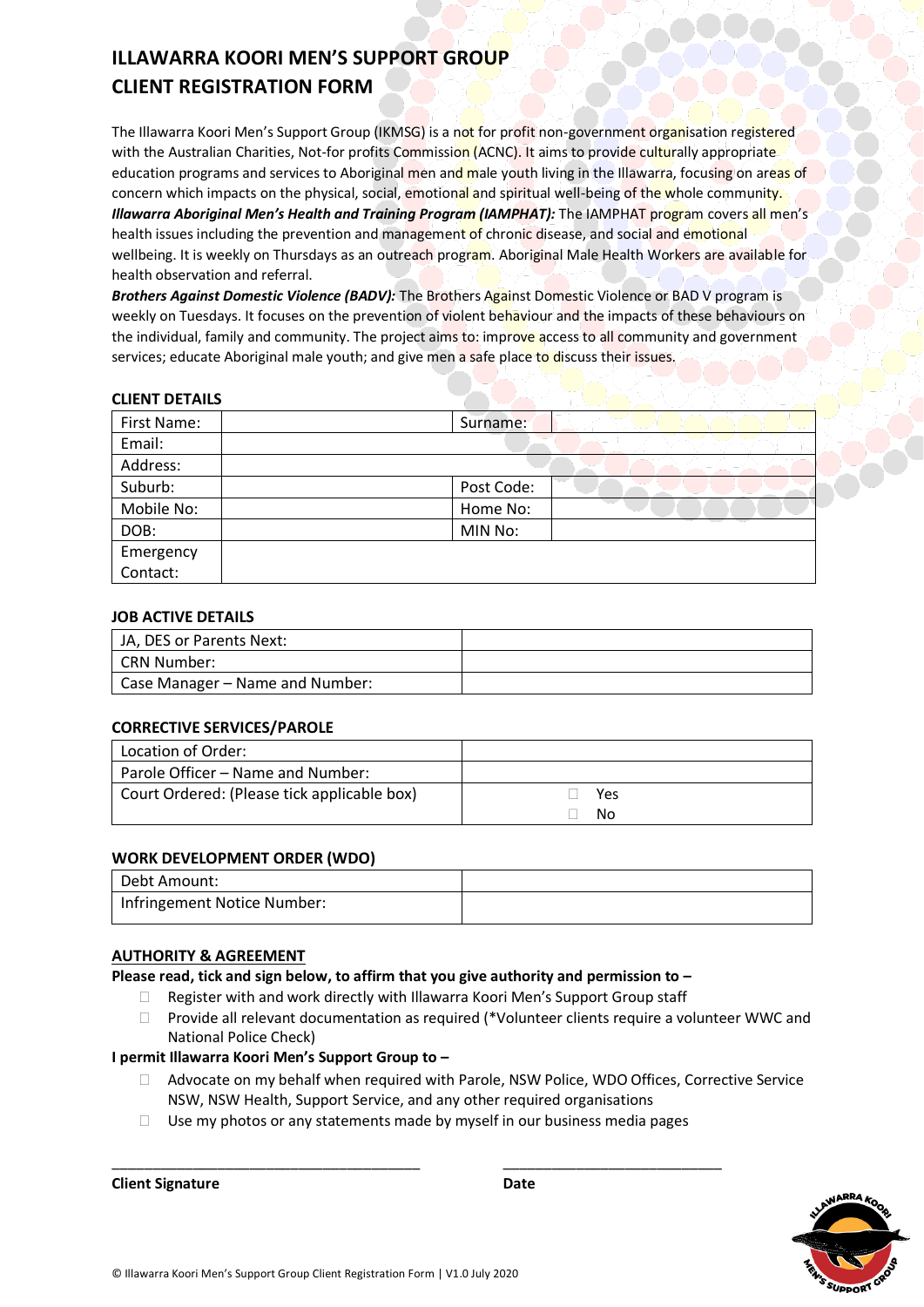# ILLAWARRA KOORI MEN'S SUPPORT GROUP
# CLIENT REGISTRATION FORM

The Illawarra Koori Men's Support Group (IKMSG) is a not for profit non-government organisation registered with the Australian Charities, Not-for profits Commission (ACNC). It aims to provide culturally appropriate education programs and services to Aboriginal men and male youth living in the Illawarra, focusing on areas of concern which impacts on the physical, social, emotional and spiritual well-being of the whole community.

***Illawarra Aboriginal Men's Health and Training Program (IAMPHAT):*** The IAMPHAT program covers all men's health issues including the prevention and management of chronic disease, and social and emotional wellbeing. It is weekly on Thursdays as an outreach program. Aboriginal Male Health Workers are available for health observation and referral.

***Brothers Against Domestic Violence (BADV):*** The Brothers Against Domestic Violence or BAD V program is weekly on Tuesdays. It focuses on the prevention of violent behaviour and the impacts of these behaviours on the individual, family and community. The project aims to: improve access to all community and government services; educate Aboriginal male youth; and give men a safe place to discuss their issues.

**CLIENT DETAILS**

| | | | |
|---|---|---|---|
| First Name: | | Surname: | |
| Email: | | | |
| Address: | | | |
| Suburb: | | Post Code: | |
| Mobile No: | | Home No: | |
| DOB: | | MIN No: | |
| Emergency Contact: | | | |

**JOB ACTIVE DETAILS**

| | |
|---|---|
| JA, DES or Parents Next: | |
| CRN Number: | |
| Case Manager – Name and Number: | |

**CORRECTIVE SERVICES/PAROLE**

| | |
|---|---|
| Location of Order: | |
| Parole Officer – Name and Number: | |
| Court Ordered: (Please tick applicable box) | ☐ Yes<br>☐ No |

**WORK DEVELOPMENT ORDER (WDO)**

| | |
|---|---|
| Debt Amount: | |
| Infringement Notice Number: | |

**AUTHORITY & AGREEMENT**

**Please read, tick and sign below, to affirm that you give authority and permission to –**

- ☐ Register with and work directly with Illawarra Koori Men's Support Group staff
- ☐ Provide all relevant documentation as required (*Volunteer clients require a volunteer WWC and National Police Check)

**I permit Illawarra Koori Men's Support Group to –**

- ☐ Advocate on my behalf when required with Parole, NSW Police, WDO Offices, Corrective Service NSW, NSW Health, Support Service, and any other required organisations
- ☐ Use my photos or any statements made by myself in our business media pages

\_\_\_\_\_\_\_\_\_\_\_\_\_\_\_\_\_\_\_\_\_\_\_\_\_\_\_\_\_\_\_\_\_\_\_\_ \_\_\_\_\_\_\_\_\_\_\_\_\_\_\_\_\_\_\_\_\_\_\_\_\_\_\_

**Client Signature** **Date**

© Illawarra Koori Men's Support Group Client Registration Form | V1.0 July 2020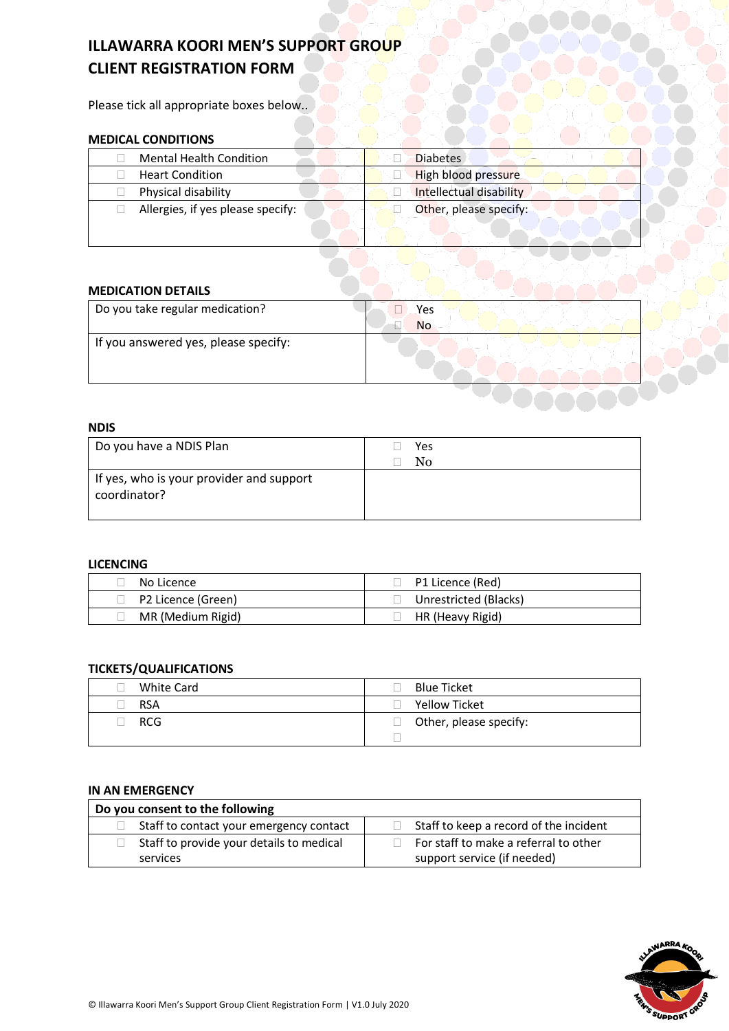# ILLAWARRA KOORI MEN'S SUPPORT GROUP
# CLIENT REGISTRATION FORM

Please tick all appropriate boxes below..

## MEDICAL CONDITIONS

| | |
|---|---|
| ☐ Mental Health Condition | ☐ Diabetes |
| ☐ Heart Condition | ☐ High blood pressure |
| ☐ Physical disability | ☐ Intellectual disability |
| ☐ Allergies, if yes please specify: | ☐ Other, please specify: |

## MEDICATION DETAILS

| | |
|---|---|
| Do you take regular medication? | ☐ Yes<br>☐ No |
| If you answered yes, please specify: | |

## NDIS

| | |
|---|---|
| Do you have a NDIS Plan | ☐ Yes<br>☐ No |
| If yes, who is your provider and support coordinator? | |

## LICENCING

| | |
|---|---|
| ☐ No Licence | ☐ P1 Licence (Red) |
| ☐ P2 Licence (Green) | ☐ Unrestricted (Blacks) |
| ☐ MR (Medium Rigid) | ☐ HR (Heavy Rigid) |

## TICKETS/QUALIFICATIONS

| | |
|---|---|
| ☐ White Card | ☐ Blue Ticket |
| ☐ RSA | ☐ Yellow Ticket |
| ☐ RCG | ☐ Other, please specify:<br>☐ |

## IN AN EMERGENCY

| **Do you consent to the following** | |
|---|---|
| ☐ Staff to contact your emergency contact | ☐ Staff to keep a record of the incident |
| ☐ Staff to provide your details to medical services | ☐ For staff to make a referral to other support service (if needed) |

© Illawarra Koori Men's Support Group Client Registration Form | V1.0 July 2020